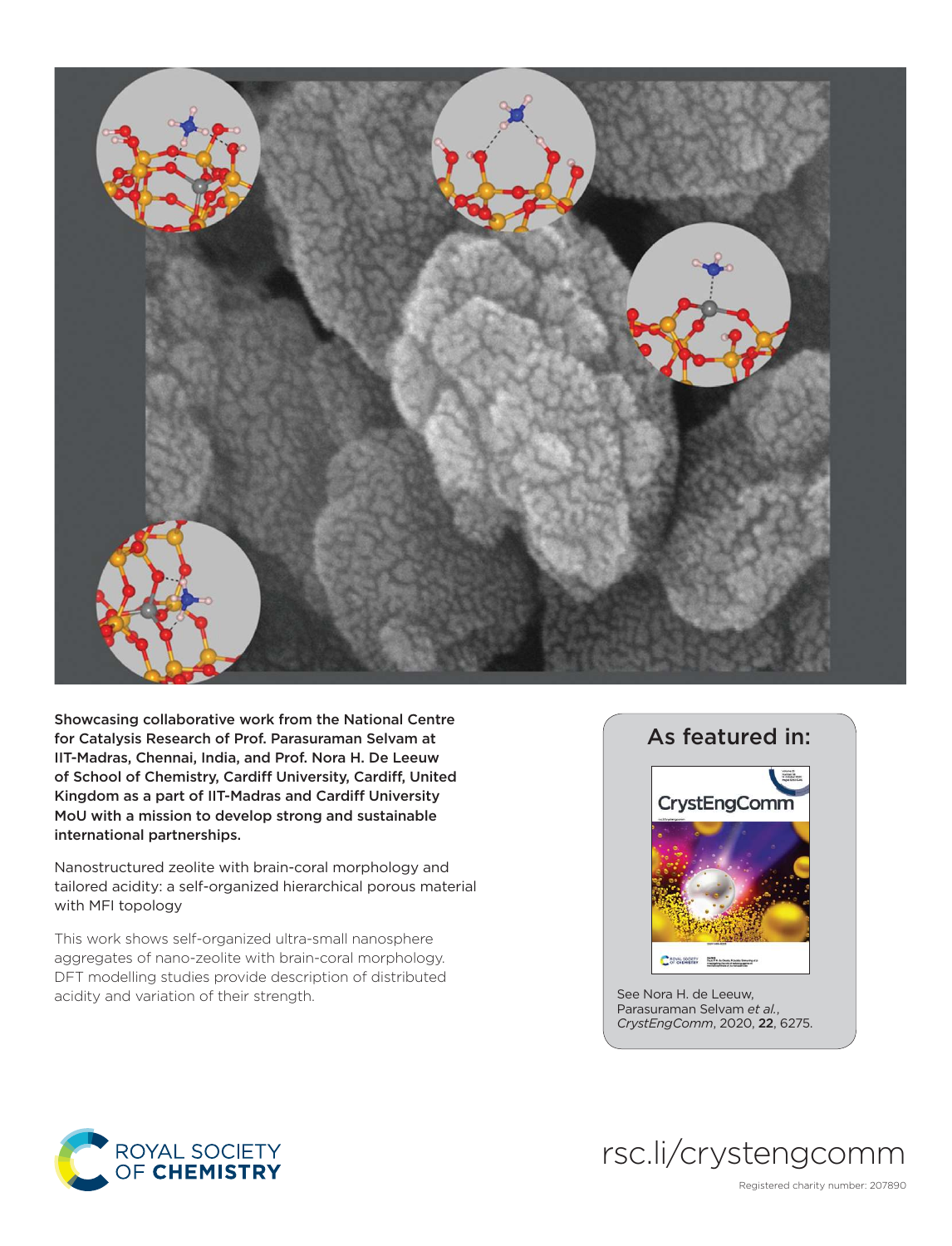Showcasing collaborative work from the National Centre for Catalysis Research of Prof. Parasuraman Selvam at IIT-Madras, Chennai, India, and Prof. Nora H. De Leeuw of School of Chemistry, Cardiff University, Cardiff, United Kingdom as a part of IIT-Madras and Cardiff University MoU with a mission to develop strong and sustainable international partnerships.

Nanostructured zeolite with brain-coral morphology and tailored acidity: a self-organized hierarchical porous material with MFI topology

This work shows self-organized ultra-small nanosphere aggregates of nano-zeolite with brain-coral morphology. DFT modelling studies provide description of distributed acidity and variation of their strength.

## As featured in:

CrystEngComm

See Nora H. de Leeuw, Parasuraman Selvam *et al.*, *CrystEngComm*, 2020, **22**, 6275.

ROYAL SOCIETY OF **CHEMISTRY**

rsc.li/crystengcomm

Registered charity number: 207890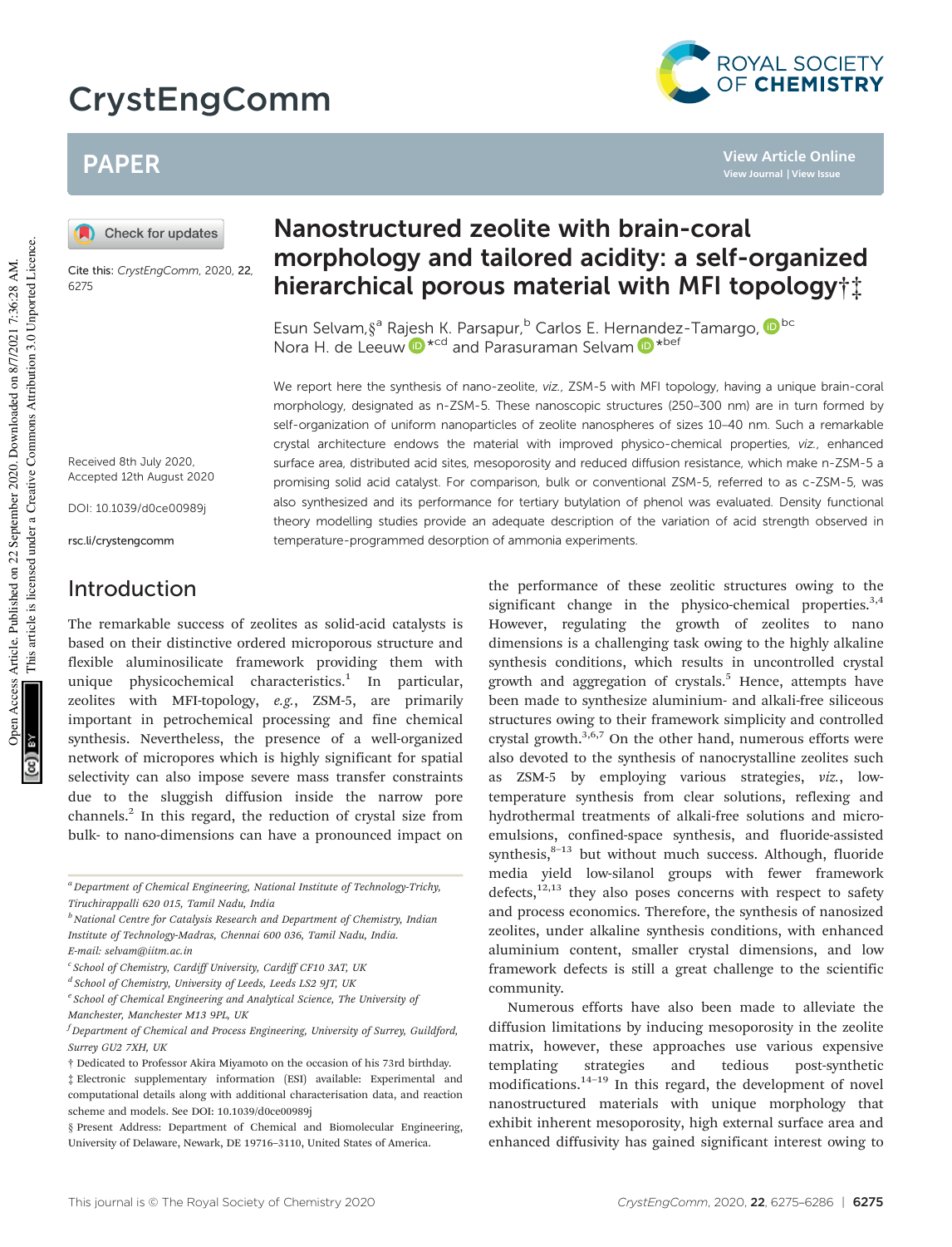# CrystEngComm

## PAPER

Cite this: *CrystEngComm*, 2020, **22**, 6275

Received 8th July 2020,
Accepted 12th August 2020

DOI: 10.1039/d0ce00989j

rsc.li/crystengcomm

# Nanostructured zeolite with brain-coral morphology and tailored acidity: a self-organized hierarchical porous material with MFI topology†‡

Esun Selvam,§[a] Rajesh K. Parsapur,[b] Carlos E. Hernandez-Tamargo,[bc] Nora H. de Leeuw*[cd] and Parasuraman Selvam*[bef]

We report here the synthesis of nano-zeolite, *viz.*, ZSM-5 with MFI topology, having a unique brain-coral morphology, designated as n-ZSM-5. These nanoscopic structures (250–300 nm) are in turn formed by self-organization of uniform nanoparticles of zeolite nanospheres of sizes 10–40 nm. Such a remarkable crystal architecture endows the material with improved physico-chemical properties, *viz.*, enhanced surface area, distributed acid sites, mesoporosity and reduced diffusion resistance, which make n-ZSM-5 a promising solid acid catalyst. For comparison, bulk or conventional ZSM-5, referred to as c-ZSM-5, was also synthesized and its performance for tertiary butylation of phenol was evaluated. Density functional theory modelling studies provide an adequate description of the variation of acid strength observed in temperature-programmed desorption of ammonia experiments.

## Introduction

The remarkable success of zeolites as solid-acid catalysts is based on their distinctive ordered microporous structure and flexible aluminosilicate framework providing them with unique physicochemical characteristics.[1] In particular, zeolites with MFI-topology, *e.g.*, ZSM-5, are primarily important in petrochemical processing and fine chemical synthesis. Nevertheless, the presence of a well-organized network of micropores which is highly significant for spatial selectivity can also impose severe mass transfer constraints due to the sluggish diffusion inside the narrow pore channels.[2] In this regard, the reduction of crystal size from bulk- to nano-dimensions can have a pronounced impact on the performance of these zeolitic structures owing to the significant change in the physico-chemical properties.[3,4] However, regulating the growth of zeolites to nano dimensions is a challenging task owing to the highly alkaline synthesis conditions, which results in uncontrolled crystal growth and aggregation of crystals.[5] Hence, attempts have been made to synthesize aluminium- and alkali-free siliceous structures owing to their framework simplicity and controlled crystal growth.[3,6,7] On the other hand, numerous efforts were also devoted to the synthesis of nanocrystalline zeolites such as ZSM-5 by employing various strategies, *viz.*, low-temperature synthesis from clear solutions, reflexing and hydrothermal treatments of alkali-free solutions and micro-emulsions, confined-space synthesis, and fluoride-assisted synthesis,[8–13] but without much success. Although, fluoride media yield low-silanol groups with fewer framework defects,[12,13] they also poses concerns with respect to safety and process economics. Therefore, the synthesis of nanosized zeolites, under alkaline synthesis conditions, with enhanced aluminium content, smaller crystal dimensions, and low framework defects is still a great challenge to the scientific community.

Numerous efforts have also been made to alleviate the diffusion limitations by inducing mesoporosity in the zeolite matrix, however, these approaches use various expensive templating strategies and tedious post-synthetic modifications.[14–19] In this regard, the development of novel nanostructured materials with unique morphology that exhibit inherent mesoporosity, high external surface area and enhanced diffusivity has gained significant interest owing to

---

[a] Department of Chemical Engineering, National Institute of Technology-Trichy, Tiruchirappalli 620 015, Tamil Nadu, India

[b] National Centre for Catalysis Research and Department of Chemistry, Indian Institute of Technology-Madras, Chennai 600 036, Tamil Nadu, India. E-mail: selvam@iitm.ac.in

[c] School of Chemistry, Cardiff University, Cardiff CF10 3AT, UK

[d] School of Chemistry, University of Leeds, Leeds LS2 9JT, UK

[e] School of Chemical Engineering and Analytical Science, The University of Manchester, Manchester M13 9PL, UK

[f] Department of Chemical and Process Engineering, University of Surrey, Guildford, Surrey GU2 7XH, UK

† Dedicated to Professor Akira Miyamoto on the occasion of his 73rd birthday.

‡ Electronic supplementary information (ESI) available: Experimental and computational details along with additional characterisation data, and reaction scheme and models. See DOI: 10.1039/d0ce00989j

§ Present Address: Department of Chemical and Biomolecular Engineering, University of Delaware, Newark, DE 19716–3110, United States of America.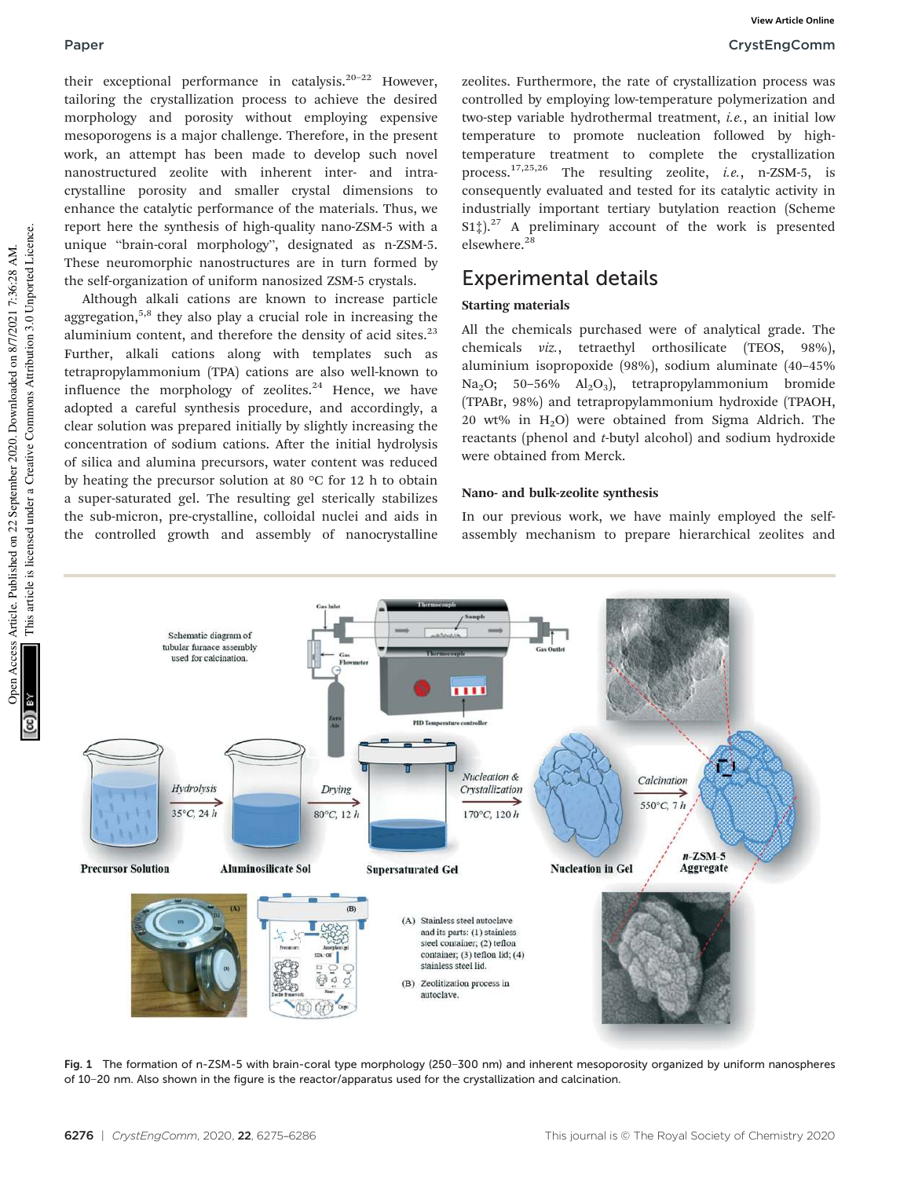their exceptional performance in catalysis.[20–22] However, tailoring the crystallization process to achieve the desired morphology and porosity without employing expensive mesoporogens is a major challenge. Therefore, in the present work, an attempt has been made to develop such novel nanostructured zeolite with inherent inter- and intra-crystalline porosity and smaller crystal dimensions to enhance the catalytic performance of the materials. Thus, we report here the synthesis of high-quality nano-ZSM-5 with a unique "brain-coral morphology", designated as n-ZSM-5. These neuromorphic nanostructures are in turn formed by the self-organization of uniform nanosized ZSM-5 crystals.

Although alkali cations are known to increase particle aggregation,[5,8] they also play a crucial role in increasing the aluminium content, and therefore the density of acid sites.[23] Further, alkali cations along with templates such as tetrapropylammonium (TPA) cations are also well-known to influence the morphology of zeolites.[24] Hence, we have adopted a careful synthesis procedure, and accordingly, a clear solution was prepared initially by slightly increasing the concentration of sodium cations. After the initial hydrolysis of silica and alumina precursors, water content was reduced by heating the precursor solution at 80 °C for 12 h to obtain a super-saturated gel. The resulting gel sterically stabilizes the sub-micron, pre-crystalline, colloidal nuclei and aids in the controlled growth and assembly of nanocrystalline zeolites. Furthermore, the rate of crystallization process was controlled by employing low-temperature polymerization and two-step variable hydrothermal treatment, *i.e.*, an initial low temperature to promote nucleation followed by high-temperature treatment to complete the crystallization process.[17,25,26] The resulting zeolite, *i.e.*, n-ZSM-5, is consequently evaluated and tested for its catalytic activity in industrially important tertiary butylation reaction (Scheme S1‡).[27] A preliminary account of the work is presented elsewhere.[28]

## Experimental details

### Starting materials

All the chemicals purchased were of analytical grade. The chemicals *viz.*, tetraethyl orthosilicate (TEOS, 98%), aluminium isopropoxide (98%), sodium aluminate (40–45% $Na_2O$; 50–56% $Al_2O_3$), tetrapropylammonium bromide (TPABr, 98%) and tetrapropylammonium hydroxide (TPAOH, 20 wt% in $H_2O$) were obtained from Sigma Aldrich. The reactants (phenol and *t*-butyl alcohol) and sodium hydroxide were obtained from Merck.

### Nano- and bulk-zeolite synthesis

In our previous work, we have mainly employed the self-assembly mechanism to prepare hierarchical zeolites and

Fig. 1 The formation of n-ZSM-5 with brain-coral type morphology (250–300 nm) and inherent mesoporosity organized by uniform nanospheres of 10–20 nm. Also shown in the figure is the reactor/apparatus used for the crystallization and calcination.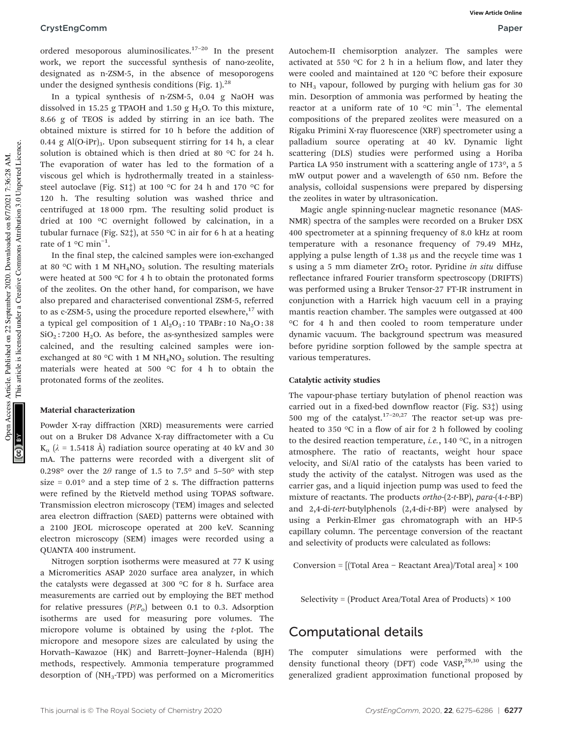ordered mesoporous aluminosilicates.[17–20] In the present work, we report the successful synthesis of nano-zeolite, designated as n-ZSM-5, in the absence of mesoporogens under the designed synthesis conditions (Fig. 1).[28]

In a typical synthesis of n-ZSM-5, 0.04 g NaOH was dissolved in 15.25 g TPAOH and 1.50 g $H_2O$. To this mixture, 8.66 g of TEOS is added by stirring in an ice bath. The obtained mixture is stirred for 10 h before the addition of 0.44 g $Al(O\text{-}iPr)_3$. Upon subsequent stirring for 14 h, a clear solution is obtained which is then dried at 80 °C for 24 h. The evaporation of water has led to the formation of a viscous gel which is hydrothermally treated in a stainless-steel autoclave (Fig. S1‡) at 100 °C for 24 h and 170 °C for 120 h. The resulting solution was washed thrice and centrifuged at 18 000 rpm. The resulting solid product is dried at 100 °C overnight followed by calcination, in a tubular furnace (Fig. S2‡), at 550 °C in air for 6 h at a heating rate of 1 °C $min^{-1}$.

In the final step, the calcined samples were ion-exchanged at 80 °C with 1 M $NH_4NO_3$ solution. The resulting materials were heated at 500 °C for 4 h to obtain the protonated forms of the zeolites. On the other hand, for comparison, we have also prepared and characterised conventional ZSM-5, referred to as c-ZSM-5, using the procedure reported elsewhere,[17] with a typical gel composition of 1 $Al_2O_3$ : 10 TPABr : 10 $Na_2O$ : 38 $SiO_2$ : 7200 $H_2O$. As before, the as-synthesized samples were calcined, and the resulting calcined samples were ion-exchanged at 80 °C with 1 M $NH_4NO_3$ solution. The resulting materials were heated at 500 °C for 4 h to obtain the protonated forms of the zeolites.

### Material characterization

Powder X-ray diffraction (XRD) measurements were carried out on a Bruker D8 Advance X-ray diffractometer with a Cu $K_\alpha$ ($\lambda$ = 1.5418 Å) radiation source operating at 40 kV and 30 mA. The patterns were recorded with a divergent slit of 0.298° over the $2\theta$ range of 1.5 to 7.5° and 5–50° with step size = 0.01° and a step time of 2 s. The diffraction patterns were refined by the Rietveld method using TOPAS software. Transmission electron microscopy (TEM) images and selected area electron diffraction (SAED) patterns were obtained with a 2100 JEOL microscope operated at 200 keV. Scanning electron microscopy (SEM) images were recorded using a QUANTA 400 instrument.

Nitrogen sorption isotherms were measured at 77 K using a Micromeritics ASAP 2020 surface area analyzer, in which the catalysts were degassed at 300 °C for 8 h. Surface area measurements are carried out by employing the BET method for relative pressures ($P/P_o$) between 0.1 to 0.3. Adsorption isotherms are used for measuring pore volumes. The micropore volume is obtained by using the *t*-plot. The micropore and mesopore sizes are calculated by using the Horvath–Kawazoe (HK) and Barrett–Joyner–Halenda (BJH) methods, respectively. Ammonia temperature programmed desorption ($NH_3$-TPD) was performed on a Micromeritics Autochem-II chemisorption analyzer. The samples were activated at 550 °C for 2 h in a helium flow, and later they were cooled and maintained at 120 °C before their exposure to $NH_3$ vapour, followed by purging with helium gas for 30 min. Desorption of ammonia was performed by heating the reactor at a uniform rate of 10 °C $min^{-1}$. The elemental compositions of the prepared zeolites were measured on a Rigaku Primini X-ray fluorescence (XRF) spectrometer using a palladium source operating at 40 kV. Dynamic light scattering (DLS) studies were performed using a Horiba Partica LA 950 instrument with a scattering angle of 173°, a 5 mW output power and a wavelength of 650 nm. Before the analysis, colloidal suspensions were prepared by dispersing the zeolites in water by ultrasonication.

Magic angle spinning-nuclear magnetic resonance (MAS-NMR) spectra of the samples were recorded on a Bruker DSX 400 spectrometer at a spinning frequency of 8.0 kHz at room temperature with a resonance frequency of 79.49 MHz, applying a pulse length of 1.38 μs and the recycle time was 1 s using a 5 mm diameter $ZrO_2$ rotor. Pyridine *in situ* diffuse reflectance infrared Fourier transform spectroscopy (DRIFTS) was performed using a Bruker Tensor-27 FT-IR instrument in conjunction with a Harrick high vacuum cell in a praying mantis reaction chamber. The samples were outgassed at 400 °C for 4 h and then cooled to room temperature under dynamic vacuum. The background spectrum was measured before pyridine sorption followed by the sample spectra at various temperatures.

### Catalytic activity studies

The vapour-phase tertiary butylation of phenol reaction was carried out in a fixed-bed downflow reactor (Fig. S3‡) using 500 mg of the catalyst.[17–20,27] The reactor set-up was pre-heated to 350 °C in a flow of air for 2 h followed by cooling to the desired reaction temperature, *i.e.*, 140 °C, in a nitrogen atmosphere. The ratio of reactants, weight hour space velocity, and Si/Al ratio of the catalysts has been varied to study the activity of the catalyst. Nitrogen was used as the carrier gas, and a liquid injection pump was used to feed the mixture of reactants. The products *ortho*-(2-*t*-BP), *para*-(4-*t*-BP) and 2,4-di-*tert*-butylphenols (2,4-di-*t*-BP) were analysed by using a Perkin-Elmer gas chromatograph with an HP-5 capillary column. The percentage conversion of the reactant and selectivity of products were calculated as follows:

$$\text{Conversion} = [(\text{Total Area} - \text{Reactant Area})/\text{Total area}] \times 100$$

$$\text{Selectivity} = (\text{Product Area}/\text{Total Area of Products}) \times 100$$

## Computational details

The computer simulations were performed with the density functional theory (DFT) code VASP,[29,30] using the generalized gradient approximation functional proposed by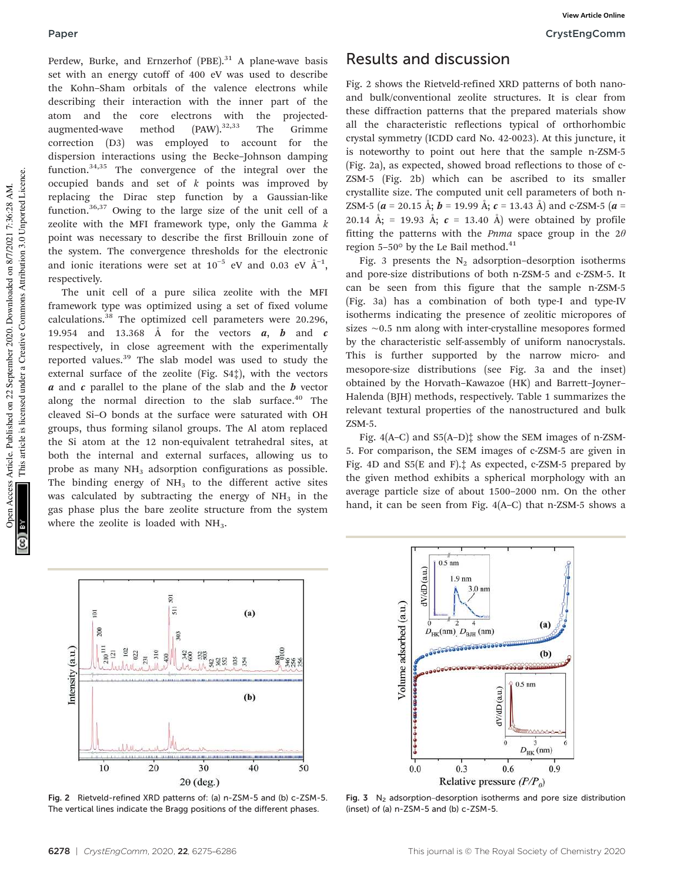Perdew, Burke, and Ernzerhof (PBE).[31] A plane-wave basis set with an energy cutoff of 400 eV was used to describe the Kohn–Sham orbitals of the valence electrons while describing their interaction with the inner part of the atom and the core electrons with the projected-augmented-wave method (PAW).[32,33] The Grimme correction (D3) was employed to account for the dispersion interactions using the Becke–Johnson damping function.[34,35] The convergence of the integral over the occupied bands and set of *k* points was improved by replacing the Dirac step function by a Gaussian-like function.[36,37] Owing to the large size of the unit cell of a zeolite with the MFI framework type, only the Gamma *k* point was necessary to describe the first Brillouin zone of the system. The convergence thresholds for the electronic and ionic iterations were set at $10^{-5}$ eV and 0.03 eV Å$^{-1}$, respectively.

The unit cell of a pure silica zeolite with the MFI framework type was optimized using a set of fixed volume calculations.[38] The optimized cell parameters were 20.296, 19.954 and 13.368 Å for the vectors ***a***, ***b*** and ***c*** respectively, in close agreement with the experimentally reported values.[39] The slab model was used to study the external surface of the zeolite (Fig. S4‡), with the vectors ***a*** and ***c*** parallel to the plane of the slab and the ***b*** vector along the normal direction to the slab surface.[40] The cleaved Si–O bonds at the surface were saturated with OH groups, thus forming silanol groups. The Al atom replaced the Si atom at the 12 non-equivalent tetrahedral sites, at both the internal and external surfaces, allowing us to probe as many $NH_3$ adsorption configurations as possible. The binding energy of $NH_3$ to the different active sites was calculated by subtracting the energy of $NH_3$ in the gas phase plus the bare zeolite structure from the system where the zeolite is loaded with $NH_3$.

## Results and discussion

Fig. 2 shows the Rietveld-refined XRD patterns of both nano- and bulk/conventional zeolite structures. It is clear from these diffraction patterns that the prepared materials show all the characteristic reflections typical of orthorhombic crystal symmetry (ICDD card No. 42-0023). At this juncture, it is noteworthy to point out here that the sample n-ZSM-5 (Fig. 2a), as expected, showed broad reflections to those of c-ZSM-5 (Fig. 2b) which can be ascribed to its smaller crystallite size. The computed unit cell parameters of both n-ZSM-5 (***a*** = 20.15 Å; ***b*** = 19.99 Å; ***c*** = 13.43 Å) and c-ZSM-5 (***a*** = 20.14 Å; ***b*** = 19.93 Å; ***c*** = 13.40 Å) were obtained by profile fitting the patterns with the *Pnma* space group in the 2$\theta$ region 5–50° by the Le Bail method.[41]

Fig. 3 presents the $N_2$ adsorption–desorption isotherms and pore-size distributions of both n-ZSM-5 and c-ZSM-5. It can be seen from this figure that the sample n-ZSM-5 (Fig. 3a) has a combination of both type-I and type-IV isotherms indicating the presence of zeolitic micropores of sizes ~0.5 nm along with inter-crystalline mesopores formed by the characteristic self-assembly of uniform nanocrystals. This is further supported by the narrow micro- and mesopore-size distributions (see Fig. 3a and the inset) obtained by the Horvath–Kawazoe (HK) and Barrett–Joyner–Halenda (BJH) methods, respectively. Table 1 summarizes the relevant textural properties of the nanostructured and bulk ZSM-5.

Fig. 4(A–C) and S5(A–D)‡ show the SEM images of n-ZSM-5. For comparison, the SEM images of c-ZSM-5 are given in Fig. 4D and S5(E and F).‡ As expected, c-ZSM-5 prepared by the given method exhibits a spherical morphology with an average particle size of about 1500–2000 nm. On the other hand, it can be seen from Fig. 4(A–C) that n-ZSM-5 shows a

Fig. 2 Rietveld-refined XRD patterns of: (a) n-ZSM-5 and (b) c-ZSM-5. The vertical lines indicate the Bragg positions of the different phases.

Fig. 3 $N_2$ adsorption–desorption isotherms and pore size distribution (inset) of (a) n-ZSM-5 and (b) c-ZSM-5.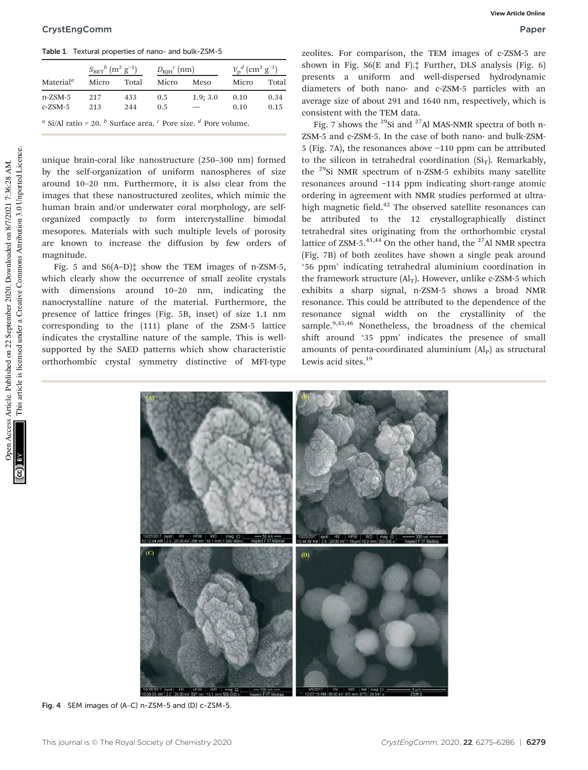**Table 1** Textural properties of nano- and bulk-ZSM-5

| Material[a] | $S_{BET}$[b] ($m^2 g^{-1}$) | | $D_{BJH}$[c] (nm) | | $V_P$[d] ($cm^3 g^{-1}$) | |
|---|---|---|---|---|---|---|
| | Micro | Total | Micro | Meso | Micro | Total |
| n-ZSM-5 | 217 | 433 | 0.5 | 1.9; 3.0 | 0.10 | 0.34 |
| c-ZSM-5 | 213 | 244 | 0.5 | — | 0.10 | 0.15 |

[a] Si/Al ratio = 20. [b] Surface area. [c] Pore size. [d] Pore volume.

unique brain-coral like nanostructure (250–300 nm) formed by the self-organization of uniform nanospheres of size around 10–20 nm. Furthermore, it is also clear from the images that these nanostructured zeolites, which mimic the human brain and/or underwater coral morphology, are self-organized compactly to form intercrystalline bimodal mesopores. Materials with such multiple levels of porosity are known to increase the diffusion by few orders of magnitude.

Fig. 5 and S6(A–D)‡ show the TEM images of n-ZSM-5, which clearly show the occurrence of small zeolite crystals with dimensions around 10–20 nm, indicating the nanocrystalline nature of the material. Furthermore, the presence of lattice fringes (Fig. 5B, inset) of size 1.1 nm corresponding to the (111) plane of the ZSM-5 lattice indicates the crystalline nature of the sample. This is well-supported by the SAED patterns which show characteristic orthorhombic crystal symmetry distinctive of MFI-type zeolites. For comparison, the TEM images of c-ZSM-5 are shown in Fig. S6(E and F).‡ Further, DLS analysis (Fig. 6) presents a uniform and well-dispersed hydrodynamic diameters of both nano- and c-ZSM-5 particles with an average size of about 291 and 1640 nm, respectively, which is consistent with the TEM data.

Fig. 7 shows the $^{29}$Si and $^{27}$Al MAS-NMR spectra of both n-ZSM-5 and c-ZSM-5. In the case of both nano- and bulk-ZSM-5 (Fig. 7A), the resonances above −110 ppm can be attributed to the silicon in tetrahedral coordination ($Si_T$). Remarkably, the $^{29}$Si NMR spectrum of n-ZSM-5 exhibits many satellite resonances around −114 ppm indicating short-range atomic ordering in agreement with NMR studies performed at ultra-high magnetic field.[42] The observed satellite resonances can be attributed to the 12 crystallographically distinct tetrahedral sites originating from the orthorhombic crystal lattice of ZSM-5.[43,44] On the other hand, the $^{27}$Al NMR spectra (Fig. 7B) of both zeolites have shown a single peak around '56 ppm' indicating tetrahedral aluminium coordination in the framework structure ($Al_T$). However, unlike c-ZSM-5 which exhibits a sharp signal, n-ZSM-5 shows a broad NMR resonance. This could be attributed to the dependence of the resonance signal width on the crystallinity of the sample.[9,45,46] Nonetheless, the broadness of the chemical shift around '35 ppm' indicates the presence of small amounts of penta-coordinated aluminium ($Al_P$) as structural Lewis acid sites.[19]

Fig. 4 SEM images of (A–C) n-ZSM-5 and (D) c-ZSM-5.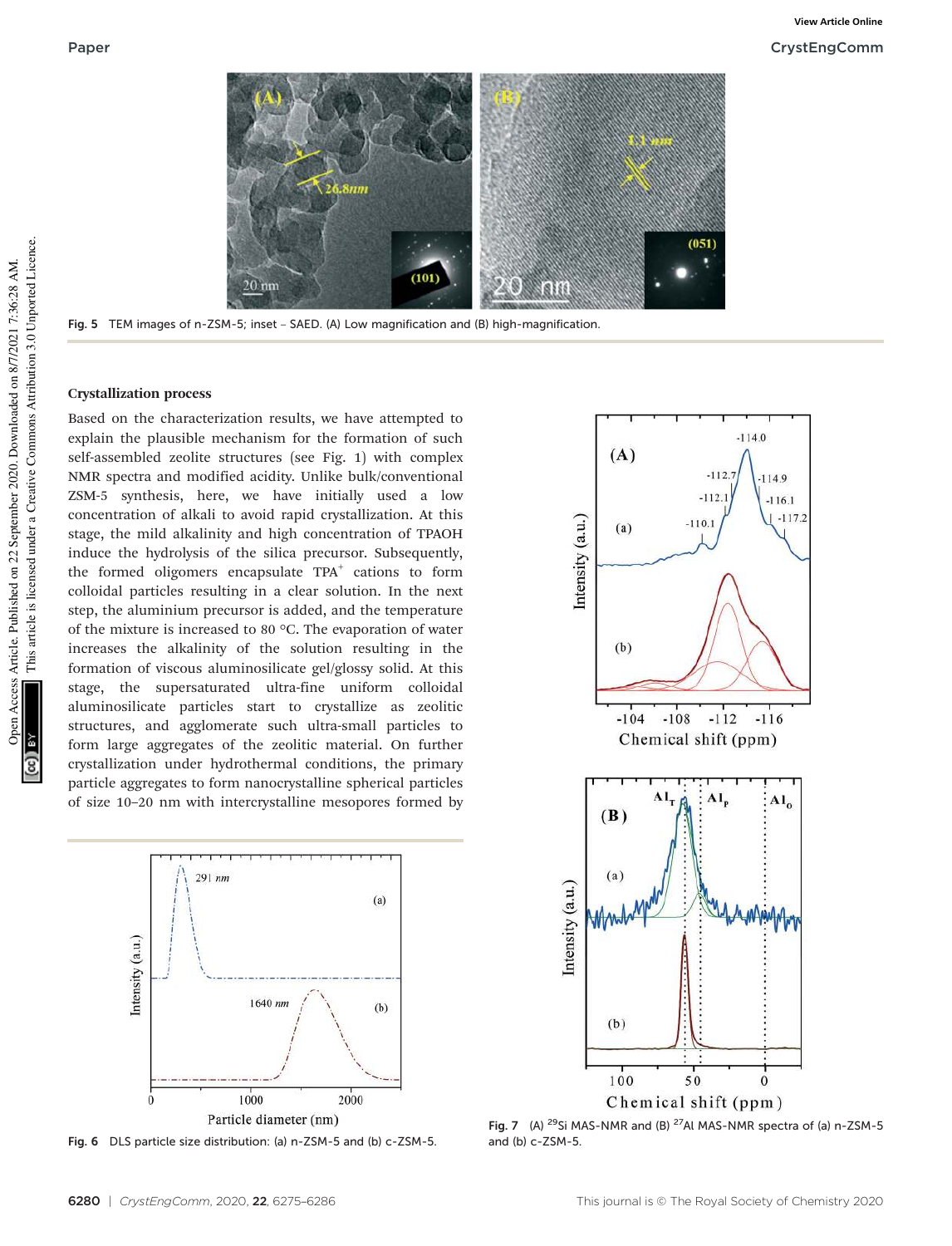Fig. 5 TEM images of n-ZSM-5; inset – SAED. (A) Low magnification and (B) high-magnification.

## Crystallization process

Based on the characterization results, we have attempted to explain the plausible mechanism for the formation of such self-assembled zeolite structures (see Fig. 1) with complex NMR spectra and modified acidity. Unlike bulk/conventional ZSM-5 synthesis, here, we have initially used a low concentration of alkali to avoid rapid crystallization. At this stage, the mild alkalinity and high concentration of TPAOH induce the hydrolysis of the silica precursor. Subsequently, the formed oligomers encapsulate $TPA^+$ cations to form colloidal particles resulting in a clear solution. In the next step, the aluminium precursor is added, and the temperature of the mixture is increased to 80 °C. The evaporation of water increases the alkalinity of the solution resulting in the formation of viscous aluminosilicate gel/glossy solid. At this stage, the supersaturated ultra-fine uniform colloidal aluminosilicate particles start to crystallize as zeolitic structures, and agglomerate such ultra-small particles to form large aggregates of the zeolitic material. On further crystallization under hydrothermal conditions, the primary particle aggregates to form nanocrystalline spherical particles of size 10–20 nm with intercrystalline mesopores formed by

Fig. 6 DLS particle size distribution: (a) n-ZSM-5 and (b) c-ZSM-5.

Fig. 7 (A) $^{29}Si$ MAS-NMR and (B) $^{27}Al$ MAS-NMR spectra of (a) n-ZSM-5 and (b) c-ZSM-5.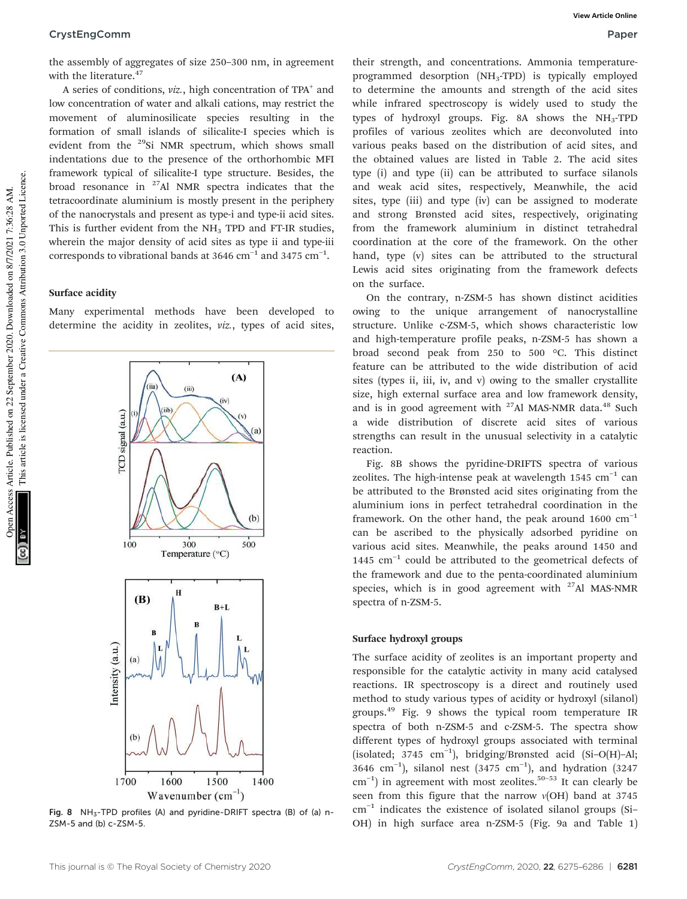the assembly of aggregates of size 250–300 nm, in agreement with the literature.[47]

A series of conditions, *viz.*, high concentration of $TPA^+$ and low concentration of water and alkali cations, may restrict the movement of aluminosilicate species resulting in the formation of small islands of silicalite-I species which is evident from the $^{29}Si$ NMR spectrum, which shows small indentations due to the presence of the orthorhombic MFI framework typical of silicalite-I type structure. Besides, the broad resonance in $^{27}Al$ NMR spectra indicates that the tetracoordinate aluminium is mostly present in the periphery of the nanocrystals and present as type-i and type-ii acid sites. This is further evident from the $NH_3$ TPD and FT-IR studies, wherein the major density of acid sites as type ii and type-iii corresponds to vibrational bands at 3646 $cm^{-1}$ and 3475 $cm^{-1}$.

## Surface acidity

Many experimental methods have been developed to determine the acidity in zeolites, *viz.*, types of acid sites, their strength, and their concentrations. Ammonia temperature-programmed desorption ($NH_3$-TPD) is typically employed to determine the amounts and strength of the acid sites while infrared spectroscopy is widely used to study the types of hydroxyl groups. Fig. 8A shows the $NH_3$-TPD profiles of various zeolites which are deconvoluted into various peaks based on the distribution of acid sites, and the obtained values are listed in Table 2. The acid sites type (i) and type (ii) can be attributed to surface silanols and weak acid sites, respectively, Meanwhile, the acid sites, type (iii) and type (iv) can be assigned to moderate and strong Brønsted acid sites, respectively, originating from the framework aluminium in distinct tetrahedral coordination at the core of the framework. On the other hand, type (v) sites can be attributed to the structural Lewis acid sites originating from the framework defects on the surface.

On the contrary, n-ZSM-5 has shown distinct acidities owing to the unique arrangement of nanocrystalline structure. Unlike c-ZSM-5, which shows characteristic low and high-temperature profile peaks, n-ZSM-5 has shown a broad second peak from 250 to 500 °C. This distinct feature can be attributed to the wide distribution of acid sites (types ii, iii, iv, and v) owing to the smaller crystallite size, high external surface area and low framework density, and is in good agreement with $^{27}Al$ MAS-NMR data.[48] Such a wide distribution of discrete acid sites of various strengths can result in the unusual selectivity in a catalytic reaction.

Fig. 8B shows the pyridine-DRIFTS spectra of various zeolites. The high-intense peak at wavelength 1545 $cm^{-1}$ can be attributed to the Brønsted acid sites originating from the aluminium ions in perfect tetrahedral coordination in the framework. On the other hand, the peak around 1600 $cm^{-1}$ can be ascribed to the physically adsorbed pyridine on various acid sites. Meanwhile, the peaks around 1450 and 1445 $cm^{-1}$ could be attributed to the geometrical defects of the framework and due to the penta-coordinated aluminium species, which is in good agreement with $^{27}Al$ MAS-NMR spectra of n-ZSM-5.

Fig. 8 $NH_3$-TPD profiles (A) and pyridine-DRIFT spectra (B) of (a) n-ZSM-5 and (b) c-ZSM-5.

## Surface hydroxyl groups

The surface acidity of zeolites is an important property and responsible for the catalytic activity in many acid catalysed reactions. IR spectroscopy is a direct and routinely used method to study various types of acidity or hydroxyl (silanol) groups.[49] Fig. 9 shows the typical room temperature IR spectra of both n-ZSM-5 and c-ZSM-5. The spectra show different types of hydroxyl groups associated with terminal (isolated; 3745 $cm^{-1}$), bridging/Brønsted acid (Si–O(H)–Al; 3646 $cm^{-1}$), silanol nest (3475 $cm^{-1}$), and hydration (3247 $cm^{-1}$) in agreement with most zeolites.[50–53] It can clearly be seen from this figure that the narrow $\nu$(OH) band at 3745 $cm^{-1}$ indicates the existence of isolated silanol groups (Si–OH) in high surface area n-ZSM-5 (Fig. 9a and Table 1)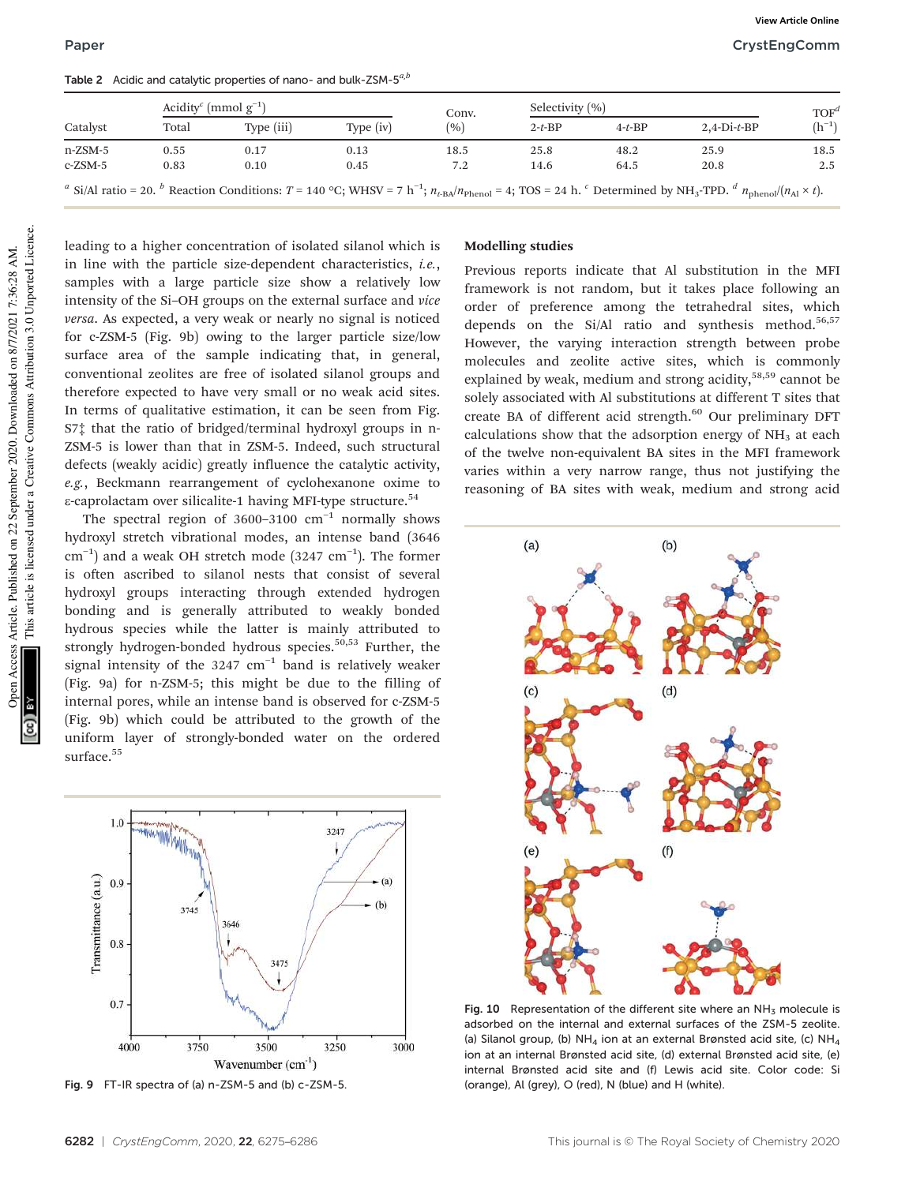Table 2 Acidic and catalytic properties of nano- and bulk-ZSM-5[a,b]

| Catalyst | Acidity[c] (mmol g$^{-1}$) | | | Conv. (%) | Selectivity (%) | | | TOF[d] (h$^{-1}$) |
|---|---|---|---|---|---|---|---|---|
| | Total | Type (iii) | Type (iv) | | 2-*t*-BP | 4-*t*-BP | 2,4-Di-*t*-BP | |
| n-ZSM-5 | 0.55 | 0.17 | 0.13 | 18.5 | 25.8 | 48.2 | 25.9 | 18.5 |
| c-ZSM-5 | 0.83 | 0.10 | 0.45 | 7.2 | 14.6 | 64.5 | 20.8 | 2.5 |

[a] Si/Al ratio = 20. [b] Reaction Conditions: $T$ = 140 °C; WHSV = 7 h$^{-1}$; $n_{t\text{-BA}}/n_{\text{Phenol}}$ = 4; TOS = 24 h. [c] Determined by $NH_3$-TPD. [d] $n_{\text{phenol}}/(n_{\text{Al}} \times t)$.

leading to a higher concentration of isolated silanol which is in line with the particle size-dependent characteristics, *i.e.*, samples with a large particle size show a relatively low intensity of the Si–OH groups on the external surface and *vice versa*. As expected, a very weak or nearly no signal is noticed for c-ZSM-5 (Fig. 9b) owing to the larger particle size/low surface area of the sample indicating that, in general, conventional zeolites are free of isolated silanol groups and therefore expected to have very small or no weak acid sites. In terms of qualitative estimation, it can be seen from Fig. S7‡ that the ratio of bridged/terminal hydroxyl groups in n-ZSM-5 is lower than that in ZSM-5. Indeed, such structural defects (weakly acidic) greatly influence the catalytic activity, *e.g.*, Beckmann rearrangement of cyclohexanone oxime to ε-caprolactam over silicalite-1 having MFI-type structure.[54]

The spectral region of 3600–3100 cm$^{-1}$ normally shows hydroxyl stretch vibrational modes, an intense band (3646 cm$^{-1}$) and a weak OH stretch mode (3247 cm$^{-1}$). The former is often ascribed to silanol nests that consist of several hydroxyl groups interacting through extended hydrogen bonding and is generally attributed to weakly bonded hydrous species while the latter is mainly attributed to strongly hydrogen-bonded hydrous species.[50,53] Further, the signal intensity of the 3247 cm$^{-1}$ band is relatively weaker (Fig. 9a) for n-ZSM-5; this might be due to the filling of internal pores, while an intense band is observed for c-ZSM-5 (Fig. 9b) which could be attributed to the growth of the uniform layer of strongly-bonded water on the ordered surface.[55]

Fig. 9 FT-IR spectra of (a) n-ZSM-5 and (b) c-ZSM-5.

## Modelling studies

Previous reports indicate that Al substitution in the MFI framework is not random, but it takes place following an order of preference among the tetrahedral sites, which depends on the Si/Al ratio and synthesis method.[56,57] However, the varying interaction strength between probe molecules and zeolite active sites, which is commonly explained by weak, medium and strong acidity,[58,59] cannot be solely associated with Al substitutions at different T sites that create BA of different acid strength.[60] Our preliminary DFT calculations show that the adsorption energy of $NH_3$ at each of the twelve non-equivalent BA sites in the MFI framework varies within a very narrow range, thus not justifying the reasoning of BA sites with weak, medium and strong acid

Fig. 10 Representation of the different site where an $NH_3$ molecule is adsorbed on the internal and external surfaces of the ZSM-5 zeolite. (a) Silanol group, (b) $NH_4$ ion at an external Brønsted acid site, (c) $NH_4$ ion at an internal Brønsted acid site, (d) external Brønsted acid site, (e) internal Brønsted acid site and (f) Lewis acid site. Color code: Si (orange), Al (grey), O (red), N (blue) and H (white).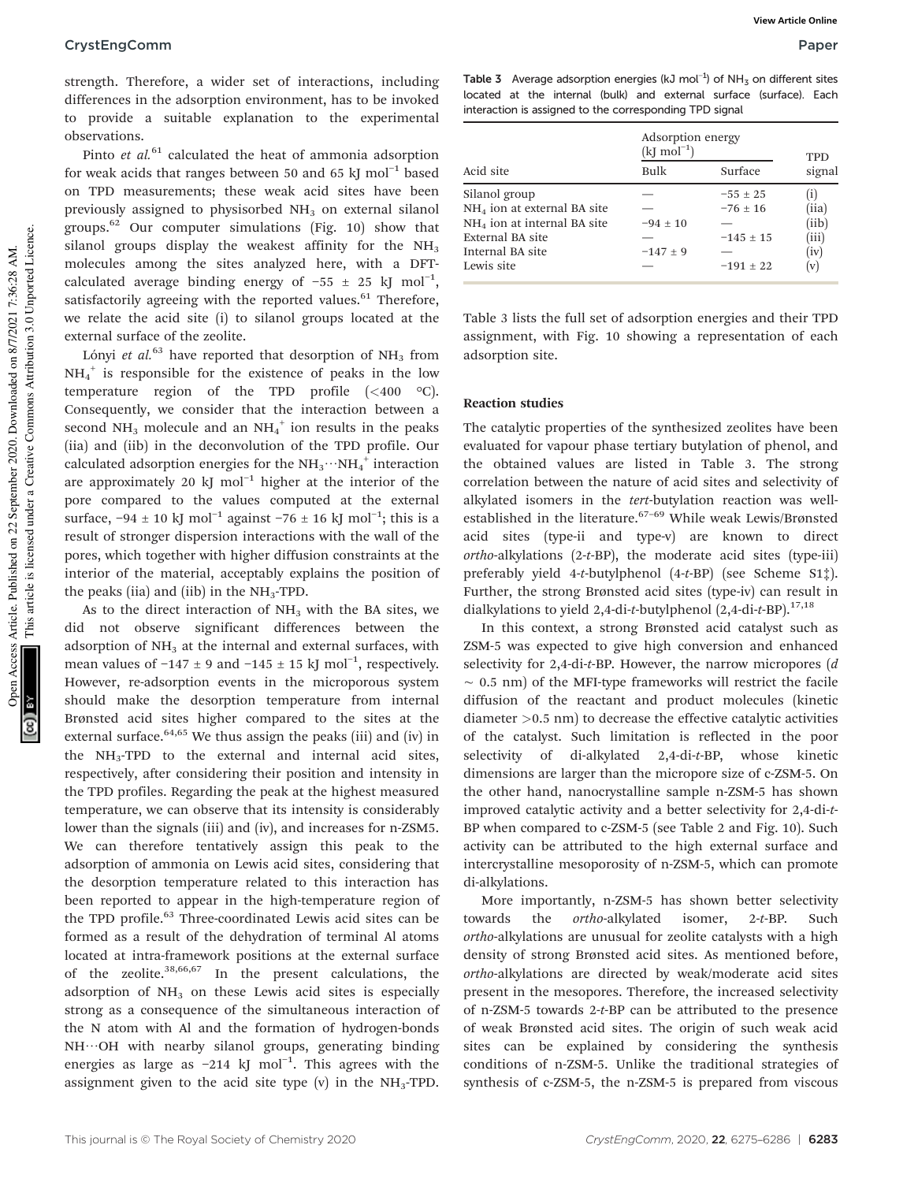strength. Therefore, a wider set of interactions, including differences in the adsorption environment, has to be invoked to provide a suitable explanation to the experimental observations.

Pinto *et al.*[61] calculated the heat of ammonia adsorption for weak acids that ranges between 50 and 65 kJ $mol^{-1}$ based on TPD measurements; these weak acid sites have been previously assigned to physisorbed $NH_3$ on external silanol groups.[62] Our computer simulations (Fig. 10) show that silanol groups display the weakest affinity for the $NH_3$ molecules among the sites analyzed here, with a DFT-calculated average binding energy of −55 ± 25 kJ $mol^{-1}$, satisfactorily agreeing with the reported values.[61] Therefore, we relate the acid site (i) to silanol groups located at the external surface of the zeolite.

Lónyi *et al.*[63] have reported that desorption of $NH_3$ from $NH_4^+$ is responsible for the existence of peaks in the low temperature region of the TPD profile (<400 °C). Consequently, we consider that the interaction between a second $NH_3$ molecule and an $NH_4^+$ ion results in the peaks (iia) and (iib) in the deconvolution of the TPD profile. Our calculated adsorption energies for the $NH_3 \cdots NH_4^+$ interaction are approximately 20 kJ $mol^{-1}$ higher at the interior of the pore compared to the values computed at the external surface, −94 ± 10 kJ $mol^{-1}$ against −76 ± 16 kJ $mol^{-1}$; this is a result of stronger dispersion interactions with the wall of the pores, which together with higher diffusion constraints at the interior of the material, acceptably explains the position of the peaks (iia) and (iib) in the $NH_3$-TPD.

As to the direct interaction of $NH_3$ with the BA sites, we did not observe significant differences between the adsorption of $NH_3$ at the internal and external surfaces, with mean values of −147 ± 9 and −145 ± 15 kJ $mol^{-1}$, respectively. However, re-adsorption events in the microporous system should make the desorption temperature from internal Brønsted acid sites higher compared to the sites at the external surface.[64,65] We thus assign the peaks (iii) and (iv) in the $NH_3$-TPD to the external and internal acid sites, respectively, after considering their position and intensity in the TPD profiles. Regarding the peak at the highest measured temperature, we can observe that its intensity is considerably lower than the signals (iii) and (iv), and increases for n-ZSM5. We can therefore tentatively assign this peak to the adsorption of ammonia on Lewis acid sites, considering that the desorption temperature related to this interaction has been reported to appear in the high-temperature region of the TPD profile.[63] Three-coordinated Lewis acid sites can be formed as a result of the dehydration of terminal Al atoms located at intra-framework positions at the external surface of the zeolite.[38,66,67] In the present calculations, the adsorption of $NH_3$ on these Lewis acid sites is especially strong as a consequence of the simultaneous interaction of the N atom with Al and the formation of hydrogen-bonds NH⋯OH with nearby silanol groups, generating binding energies as large as −214 kJ $mol^{-1}$. This agrees with the assignment given to the acid site type (v) in the $NH_3$-TPD.

Table 3 Average adsorption energies (kJ $mol^{-1}$) of $NH_3$ on different sites located at the internal (bulk) and external surface (surface). Each interaction is assigned to the corresponding TPD signal

| Acid site | Adsorption energy (kJ $mol^{-1}$) | | TPD signal |
|---|---|---|---|
| | Bulk | Surface | |
| Silanol group | — | −55 ± 25 | (i) |
| $NH_4$ ion at external BA site | — | −76 ± 16 | (iia) |
| $NH_4$ ion at internal BA site | −94 ± 10 | — | (iib) |
| External BA site | — | −145 ± 15 | (iii) |
| Internal BA site | −147 ± 9 | — | (iv) |
| Lewis site | — | −191 ± 22 | (v) |

Table 3 lists the full set of adsorption energies and their TPD assignment, with Fig. 10 showing a representation of each adsorption site.

### Reaction studies

The catalytic properties of the synthesized zeolites have been evaluated for vapour phase tertiary butylation of phenol, and the obtained values are listed in Table 3. The strong correlation between the nature of acid sites and selectivity of alkylated isomers in the *tert*-butylation reaction was well-established in the literature.[67–69] While weak Lewis/Brønsted acid sites (type-ii and type-v) are known to direct *ortho*-alkylations (2-*t*-BP), the moderate acid sites (type-iii) preferably yield 4-*t*-butylphenol (4-*t*-BP) (see Scheme S1‡). Further, the strong Brønsted acid sites (type-iv) can result in dialkylations to yield 2,4-di-*t*-butylphenol (2,4-di-*t*-BP).[17,18]

In this context, a strong Brønsted acid catalyst such as ZSM-5 was expected to give high conversion and enhanced selectivity for 2,4-di-*t*-BP. However, the narrow micropores ($d$ ∼ 0.5 nm) of the MFI-type frameworks will restrict the facile diffusion of the reactant and product molecules (kinetic diameter >0.5 nm) to decrease the effective catalytic activities of the catalyst. Such limitation is reflected in the poor selectivity of di-alkylated 2,4-di-*t*-BP, whose kinetic dimensions are larger than the micropore size of c-ZSM-5. On the other hand, nanocrystalline sample n-ZSM-5 has shown improved catalytic activity and a better selectivity for 2,4-di-*t*-BP when compared to c-ZSM-5 (see Table 2 and Fig. 10). Such activity can be attributed to the high external surface and intercrystalline mesoporosity of n-ZSM-5, which can promote di-alkylations.

More importantly, n-ZSM-5 has shown better selectivity towards the *ortho*-alkylated isomer, 2-*t*-BP. Such *ortho*-alkylations are unusual for zeolite catalysts with a high density of strong Brønsted acid sites. As mentioned before, *ortho*-alkylations are directed by weak/moderate acid sites present in the mesopores. Therefore, the increased selectivity of n-ZSM-5 towards 2-*t*-BP can be attributed to the presence of weak Brønsted acid sites. The origin of such weak acid sites can be explained by considering the synthesis conditions of n-ZSM-5. Unlike the traditional strategies of synthesis of c-ZSM-5, the n-ZSM-5 is prepared from viscous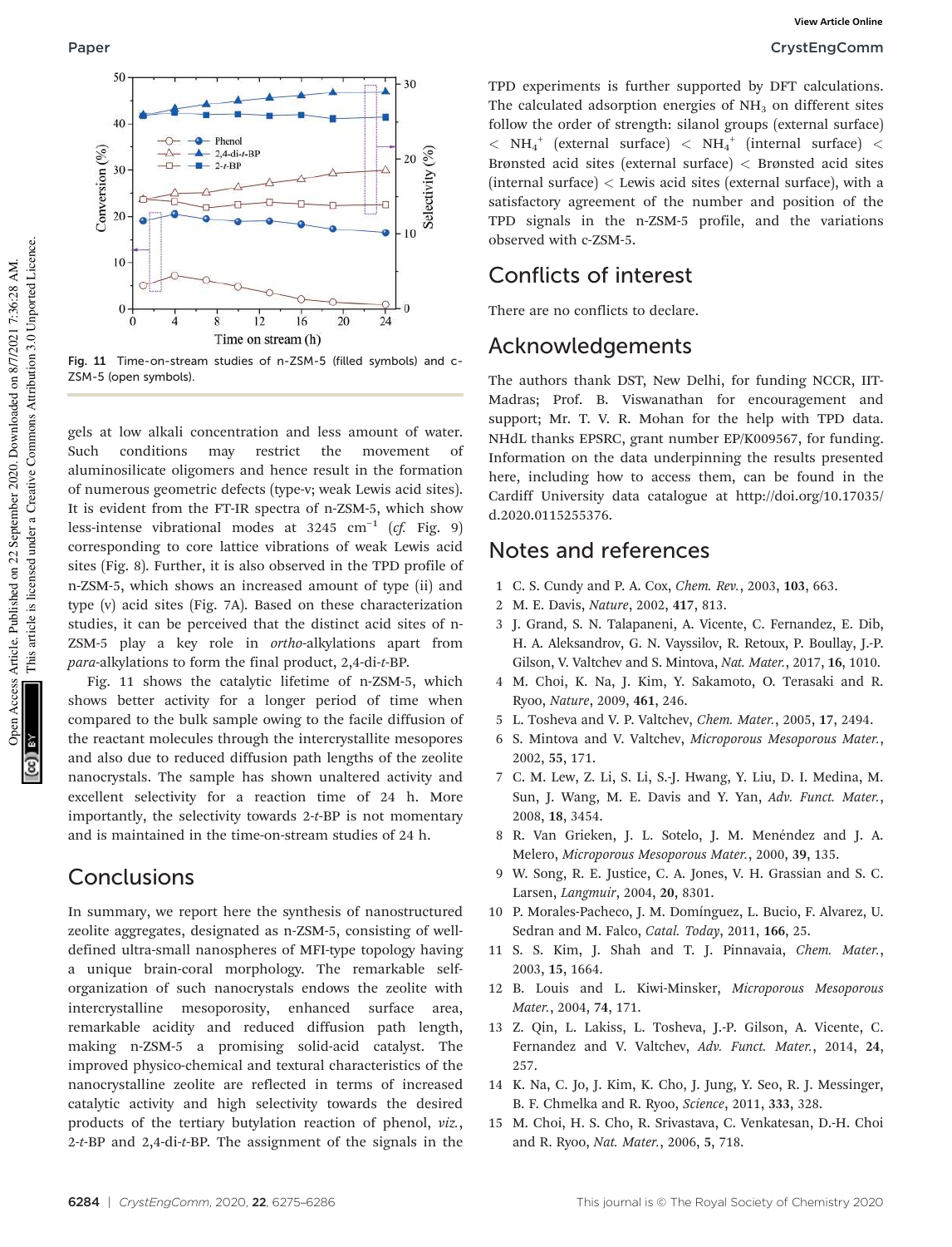Fig. 11 Time-on-stream studies of n-ZSM-5 (filled symbols) and c-ZSM-5 (open symbols).

gels at low alkali concentration and less amount of water. Such conditions may restrict the movement of aluminosilicate oligomers and hence result in the formation of numerous geometric defects (type-v; weak Lewis acid sites). It is evident from the FT-IR spectra of n-ZSM-5, which show less-intense vibrational modes at 3245 $cm^{-1}$ (*cf.* Fig. 9) corresponding to core lattice vibrations of weak Lewis acid sites (Fig. 8). Further, it is also observed in the TPD profile of n-ZSM-5, which shows an increased amount of type (ii) and type (v) acid sites (Fig. 7A). Based on these characterization studies, it can be perceived that the distinct acid sites of n-ZSM-5 play a key role in *ortho*-alkylations apart from *para*-alkylations to form the final product, 2,4-di-*t*-BP.

Fig. 11 shows the catalytic lifetime of n-ZSM-5, which shows better activity for a longer period of time when compared to the bulk sample owing to the facile diffusion of the reactant molecules through the intercrystallite mesopores and also due to reduced diffusion path lengths of the zeolite nanocrystals. The sample has shown unaltered activity and excellent selectivity for a reaction time of 24 h. More importantly, the selectivity towards 2-*t*-BP is not momentary and is maintained in the time-on-stream studies of 24 h.

## Conclusions

In summary, we report here the synthesis of nanostructured zeolite aggregates, designated as n-ZSM-5, consisting of well-defined ultra-small nanospheres of MFI-type topology having a unique brain-coral morphology. The remarkable self-organization of such nanocrystals endows the zeolite with intercrystalline mesoporosity, enhanced surface area, remarkable acidity and reduced diffusion path length, making n-ZSM-5 a promising solid-acid catalyst. The improved physico-chemical and textural characteristics of the nanocrystalline zeolite are reflected in terms of increased catalytic activity and high selectivity towards the desired products of the tertiary butylation reaction of phenol, *viz.*, 2-*t*-BP and 2,4-di-*t*-BP. The assignment of the signals in the TPD experiments is further supported by DFT calculations. The calculated adsorption energies of $NH_3$ on different sites follow the order of strength: silanol groups (external surface) < $NH_4^+$ (external surface) < $NH_4^+$ (internal surface) < Brønsted acid sites (external surface) < Brønsted acid sites (internal surface) < Lewis acid sites (external surface), with a satisfactory agreement of the number and position of the TPD signals in the n-ZSM-5 profile, and the variations observed with c-ZSM-5.

## Conflicts of interest

There are no conflicts to declare.

## Acknowledgements

The authors thank DST, New Delhi, for funding NCCR, IIT-Madras; Prof. B. Viswanathan for encouragement and support; Mr. T. V. R. Mohan for the help with TPD data. NHdL thanks EPSRC, grant number EP/K009567, for funding. Information on the data underpinning the results presented here, including how to access them, can be found in the Cardiff University data catalogue at http://doi.org/10.17035/d.2020.0115255376.

## Notes and references

1. C. S. Cundy and P. A. Cox, *Chem. Rev.*, 2003, **103**, 663.
2. M. E. Davis, *Nature*, 2002, **417**, 813.
3. J. Grand, S. N. Talapaneni, A. Vicente, C. Fernandez, E. Dib, H. A. Aleksandrov, G. N. Vayssilov, R. Retoux, P. Boullay, J.-P. Gilson, V. Valtchev and S. Mintova, *Nat. Mater.*, 2017, **16**, 1010.
4. M. Choi, K. Na, J. Kim, Y. Sakamoto, O. Terasaki and R. Ryoo, *Nature*, 2009, **461**, 246.
5. L. Tosheva and V. P. Valtchev, *Chem. Mater.*, 2005, **17**, 2494.
6. S. Mintova and V. Valtchev, *Microporous Mesoporous Mater.*, 2002, **55**, 171.
7. C. M. Lew, Z. Li, S. Li, S.-J. Hwang, Y. Liu, D. I. Medina, M. Sun, J. Wang, M. E. Davis and Y. Yan, *Adv. Funct. Mater.*, 2008, **18**, 3454.
8. R. Van Grieken, J. L. Sotelo, J. M. Menéndez and J. A. Melero, *Microporous Mesoporous Mater.*, 2000, **39**, 135.
9. W. Song, R. E. Justice, C. A. Jones, V. H. Grassian and S. C. Larsen, *Langmuir*, 2004, **20**, 8301.
10. P. Morales-Pacheco, J. M. Domínguez, L. Bucio, F. Alvarez, U. Sedran and M. Falco, *Catal. Today*, 2011, **166**, 25.
11. S. S. Kim, J. Shah and T. J. Pinnavaia, *Chem. Mater.*, 2003, **15**, 1664.
12. B. Louis and L. Kiwi-Minsker, *Microporous Mesoporous Mater.*, 2004, **74**, 171.
13. Z. Qin, L. Lakiss, L. Tosheva, J.-P. Gilson, A. Vicente, C. Fernandez and V. Valtchev, *Adv. Funct. Mater.*, 2014, **24**, 257.
14. K. Na, C. Jo, J. Kim, K. Cho, J. Jung, Y. Seo, R. J. Messinger, B. F. Chmelka and R. Ryoo, *Science*, 2011, **333**, 328.
15. M. Choi, H. S. Cho, R. Srivastava, C. Venkatesan, D.-H. Choi and R. Ryoo, *Nat. Mater.*, 2006, **5**, 718.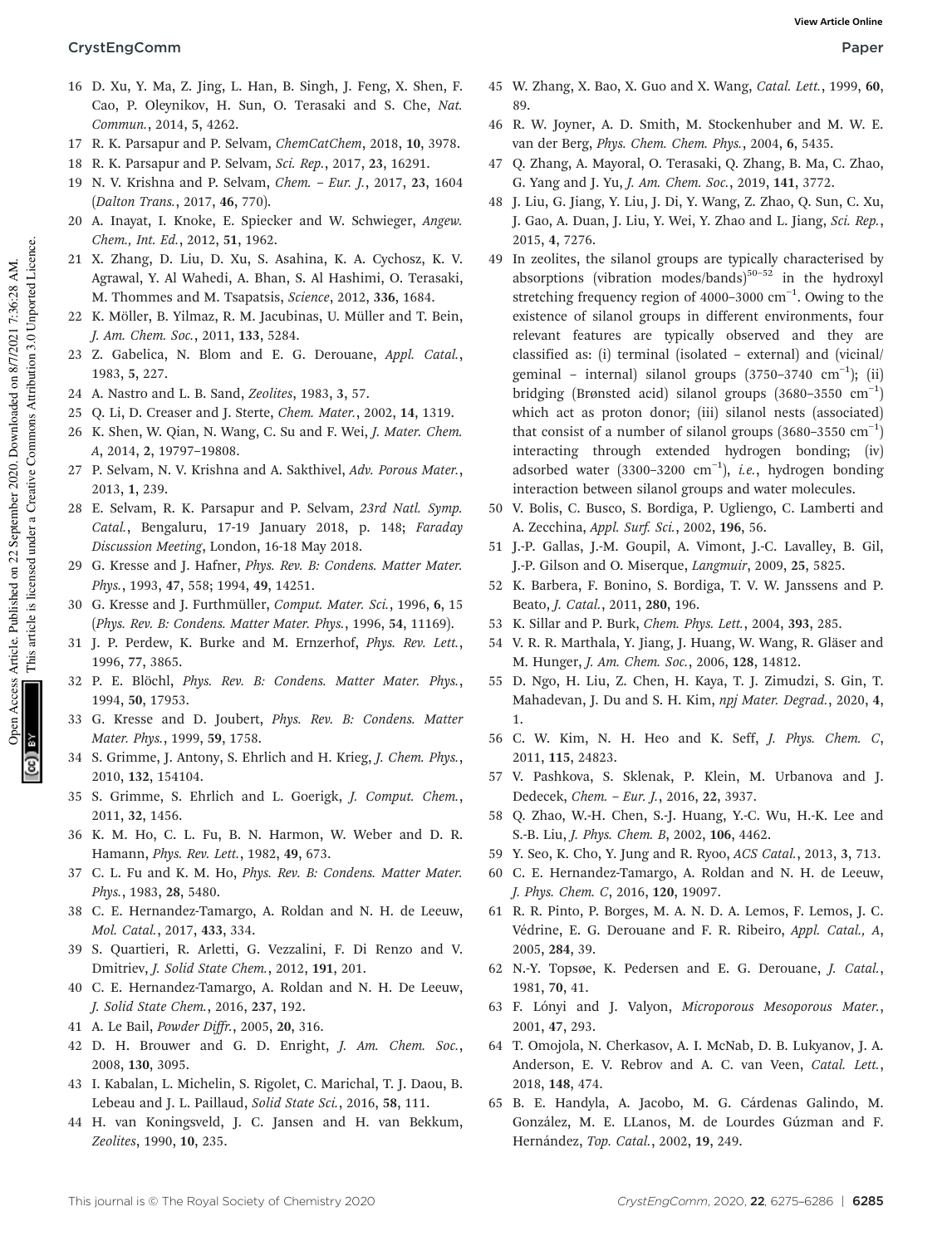16 D. Xu, Y. Ma, Z. Jing, L. Han, B. Singh, J. Feng, X. Shen, F. Cao, P. Oleynikov, H. Sun, O. Terasaki and S. Che, *Nat. Commun.*, 2014, **5**, 4262.

17 R. K. Parsapur and P. Selvam, *ChemCatChem*, 2018, **10**, 3978.

18 R. K. Parsapur and P. Selvam, *Sci. Rep.*, 2017, **23**, 16291.

19 N. V. Krishna and P. Selvam, *Chem. – Eur. J.*, 2017, **23**, 1604 (*Dalton Trans.*, 2017, **46**, 770).

20 A. Inayat, I. Knoke, E. Spiecker and W. Schwieger, *Angew. Chem., Int. Ed.*, 2012, **51**, 1962.

21 X. Zhang, D. Liu, D. Xu, S. Asahina, K. A. Cychosz, K. V. Agrawal, Y. Al Wahedi, A. Bhan, S. Al Hashimi, O. Terasaki, M. Thommes and M. Tsapatsis, *Science*, 2012, **336**, 1684.

22 K. Möller, B. Yilmaz, R. M. Jacubinas, U. Müller and T. Bein, *J. Am. Chem. Soc.*, 2011, **133**, 5284.

23 Z. Gabelica, N. Blom and E. G. Derouane, *Appl. Catal.*, 1983, **5**, 227.

24 A. Nastro and L. B. Sand, *Zeolites*, 1983, **3**, 57.

25 Q. Li, D. Creaser and J. Sterte, *Chem. Mater.*, 2002, **14**, 1319.

26 K. Shen, W. Qian, N. Wang, C. Su and F. Wei, *J. Mater. Chem. A*, 2014, **2**, 19797–19808.

27 P. Selvam, N. V. Krishna and A. Sakthivel, *Adv. Porous Mater.*, 2013, **1**, 239.

28 E. Selvam, R. K. Parsapur and P. Selvam, *23rd Natl. Symp. Catal.*, Bengaluru, 17-19 January 2018, p. 148; *Faraday Discussion Meeting*, London, 16-18 May 2018.

29 G. Kresse and J. Hafner, *Phys. Rev. B: Condens. Matter Mater. Phys.*, 1993, **47**, 558; 1994, **49**, 14251.

30 G. Kresse and J. Furthmüller, *Comput. Mater. Sci.*, 1996, **6**, 15 (*Phys. Rev. B: Condens. Matter Mater. Phys.*, 1996, **54**, 11169).

31 J. P. Perdew, K. Burke and M. Ernzerhof, *Phys. Rev. Lett.*, 1996, **77**, 3865.

32 P. E. Blöchl, *Phys. Rev. B: Condens. Matter Mater. Phys.*, 1994, **50**, 17953.

33 G. Kresse and D. Joubert, *Phys. Rev. B: Condens. Matter Mater. Phys.*, 1999, **59**, 1758.

34 S. Grimme, J. Antony, S. Ehrlich and H. Krieg, *J. Chem. Phys.*, 2010, **132**, 154104.

35 S. Grimme, S. Ehrlich and L. Goerigk, *J. Comput. Chem.*, 2011, **32**, 1456.

36 K. M. Ho, C. L. Fu, B. N. Harmon, W. Weber and D. R. Hamann, *Phys. Rev. Lett.*, 1982, **49**, 673.

37 C. L. Fu and K. M. Ho, *Phys. Rev. B: Condens. Matter Mater. Phys.*, 1983, **28**, 5480.

38 C. E. Hernandez-Tamargo, A. Roldan and N. H. de Leeuw, *Mol. Catal.*, 2017, **433**, 334.

39 S. Quartieri, R. Arletti, G. Vezzalini, F. Di Renzo and V. Dmitriev, *J. Solid State Chem.*, 2012, **191**, 201.

40 C. E. Hernandez-Tamargo, A. Roldan and N. H. De Leeuw, *J. Solid State Chem.*, 2016, **237**, 192.

41 A. Le Bail, *Powder Diffr.*, 2005, **20**, 316.

42 D. H. Brouwer and G. D. Enright, *J. Am. Chem. Soc.*, 2008, **130**, 3095.

43 I. Kabalan, L. Michelin, S. Rigolet, C. Marichal, T. J. Daou, B. Lebeau and J. L. Paillaud, *Solid State Sci.*, 2016, **58**, 111.

44 H. van Koningsveld, J. C. Jansen and H. van Bekkum, *Zeolites*, 1990, **10**, 235.

45 W. Zhang, X. Bao, X. Guo and X. Wang, *Catal. Lett.*, 1999, **60**, 89.

46 R. W. Joyner, A. D. Smith, M. Stockenhuber and M. W. E. van der Berg, *Phys. Chem. Chem. Phys.*, 2004, **6**, 5435.

47 Q. Zhang, A. Mayoral, O. Terasaki, Q. Zhang, B. Ma, C. Zhao, G. Yang and J. Yu, *J. Am. Chem. Soc.*, 2019, **141**, 3772.

48 J. Liu, G. Jiang, Y. Liu, J. Di, Y. Wang, Z. Zhao, Q. Sun, C. Xu, J. Gao, A. Duan, J. Liu, Y. Wei, Y. Zhao and L. Jiang, *Sci. Rep.*, 2015, **4**, 7276.

49 In zeolites, the silanol groups are typically characterised by absorptions (vibration modes/bands)[50–52] in the hydroxyl stretching frequency region of 4000–3000 $cm^{-1}$. Owing to the existence of silanol groups in different environments, four relevant features are typically observed and they are classified as: (i) terminal (isolated – external) and (vicinal/geminal – internal) silanol groups (3750–3740 $cm^{-1}$); (ii) bridging (Brønsted acid) silanol groups (3680–3550 $cm^{-1}$) which act as proton donor; (iii) silanol nests (associated) that consist of a number of silanol groups (3680–3550 $cm^{-1}$) interacting through extended hydrogen bonding; (iv) adsorbed water (3300–3200 $cm^{-1}$), *i.e.*, hydrogen bonding interaction between silanol groups and water molecules.

50 V. Bolis, C. Busco, S. Bordiga, P. Ugliengo, C. Lamberti and A. Zecchina, *Appl. Surf. Sci.*, 2002, **196**, 56.

51 J.-P. Gallas, J.-M. Goupil, A. Vimont, J.-C. Lavalley, B. Gil, J.-P. Gilson and O. Miserque, *Langmuir*, 2009, **25**, 5825.

52 K. Barbera, F. Bonino, S. Bordiga, T. V. W. Janssens and P. Beato, *J. Catal.*, 2011, **280**, 196.

53 K. Sillar and P. Burk, *Chem. Phys. Lett.*, 2004, **393**, 285.

54 V. R. R. Marthala, Y. Jiang, J. Huang, W. Wang, R. Gläser and M. Hunger, *J. Am. Chem. Soc.*, 2006, **128**, 14812.

55 D. Ngo, H. Liu, Z. Chen, H. Kaya, T. J. Zimudzi, S. Gin, T. Mahadevan, J. Du and S. H. Kim, *npj Mater. Degrad.*, 2020, **4**, 1.

56 C. W. Kim, N. H. Heo and K. Seff, *J. Phys. Chem. C*, 2011, **115**, 24823.

57 V. Pashkova, S. Sklenak, P. Klein, M. Urbanova and J. Dedecek, *Chem. – Eur. J.*, 2016, **22**, 3937.

58 Q. Zhao, W.-H. Chen, S.-J. Huang, Y.-C. Wu, H.-K. Lee and S.-B. Liu, *J. Phys. Chem. B*, 2002, **106**, 4462.

59 Y. Seo, K. Cho, Y. Jung and R. Ryoo, *ACS Catal.*, 2013, **3**, 713.

60 C. E. Hernandez-Tamargo, A. Roldan and N. H. de Leeuw, *J. Phys. Chem. C*, 2016, **120**, 19097.

61 R. R. Pinto, P. Borges, M. A. N. D. A. Lemos, F. Lemos, J. C. Védrine, E. G. Derouane and F. R. Ribeiro, *Appl. Catal., A*, 2005, **284**, 39.

62 N.-Y. Topsøe, K. Pedersen and E. G. Derouane, *J. Catal.*, 1981, **70**, 41.

63 F. Lónyi and J. Valyon, *Microporous Mesoporous Mater.*, 2001, **47**, 293.

64 T. Omojola, N. Cherkasov, A. I. McNab, D. B. Lukyanov, J. A. Anderson, E. V. Rebrov and A. C. van Veen, *Catal. Lett.*, 2018, **148**, 474.

65 B. E. Handyla, A. Jacobo, M. G. Cárdenas Galindo, M. González, M. E. LLanos, M. de Lourdes Gúzman and F. Hernández, *Top. Catal.*, 2002, **19**, 249.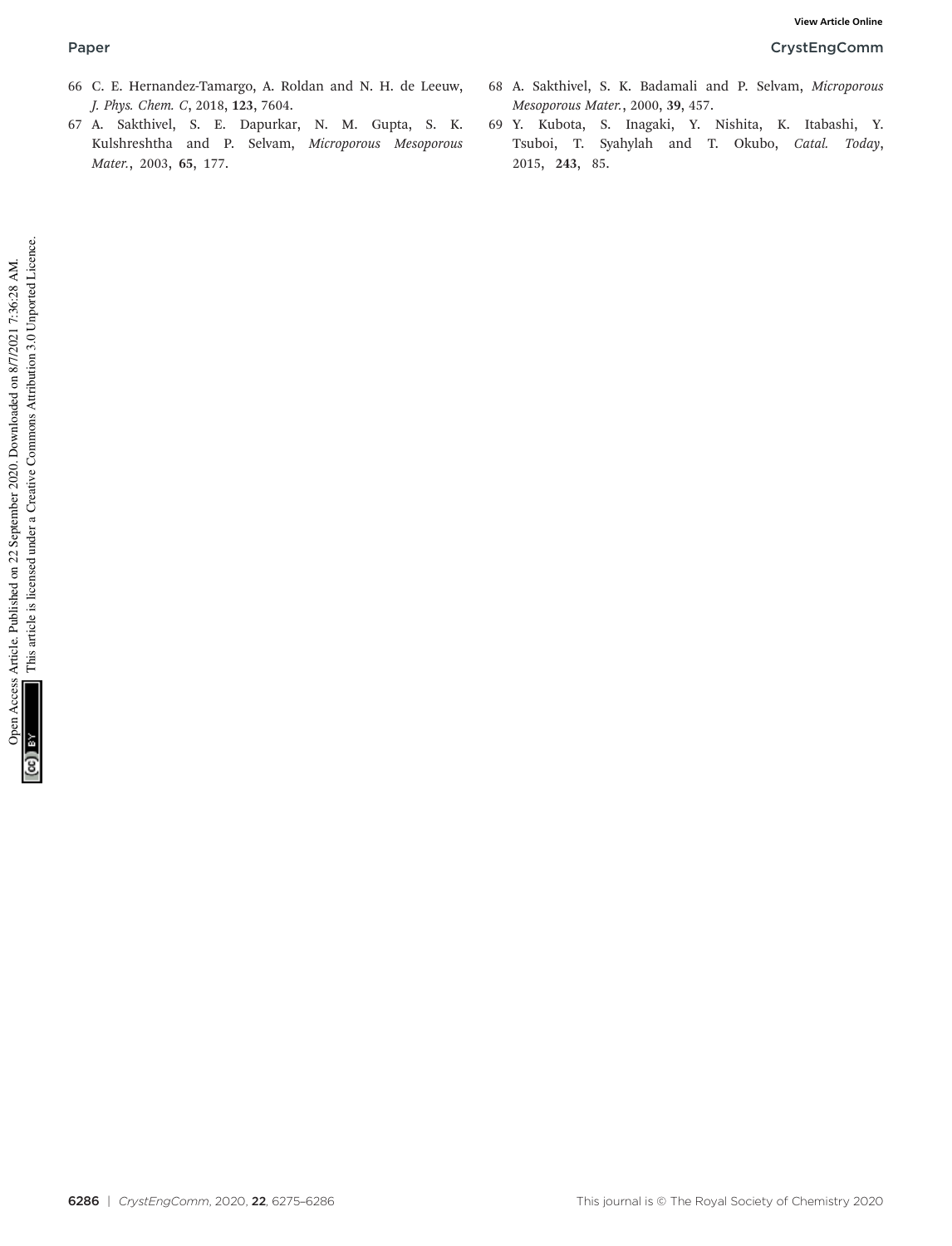66 C. E. Hernandez-Tamargo, A. Roldan and N. H. de Leeuw, *J. Phys. Chem. C*, 2018, **123**, 7604.

67 A. Sakthivel, S. E. Dapurkar, N. M. Gupta, S. K. Kulshreshtha and P. Selvam, *Microporous Mesoporous Mater.*, 2003, **65**, 177.

68 A. Sakthivel, S. K. Badamali and P. Selvam, *Microporous Mesoporous Mater.*, 2000, **39**, 457.

69 Y. Kubota, S. Inagaki, Y. Nishita, K. Itabashi, Y. Tsuboi, T. Syahylah and T. Okubo, *Catal. Today*, 2015, **243**, 85.